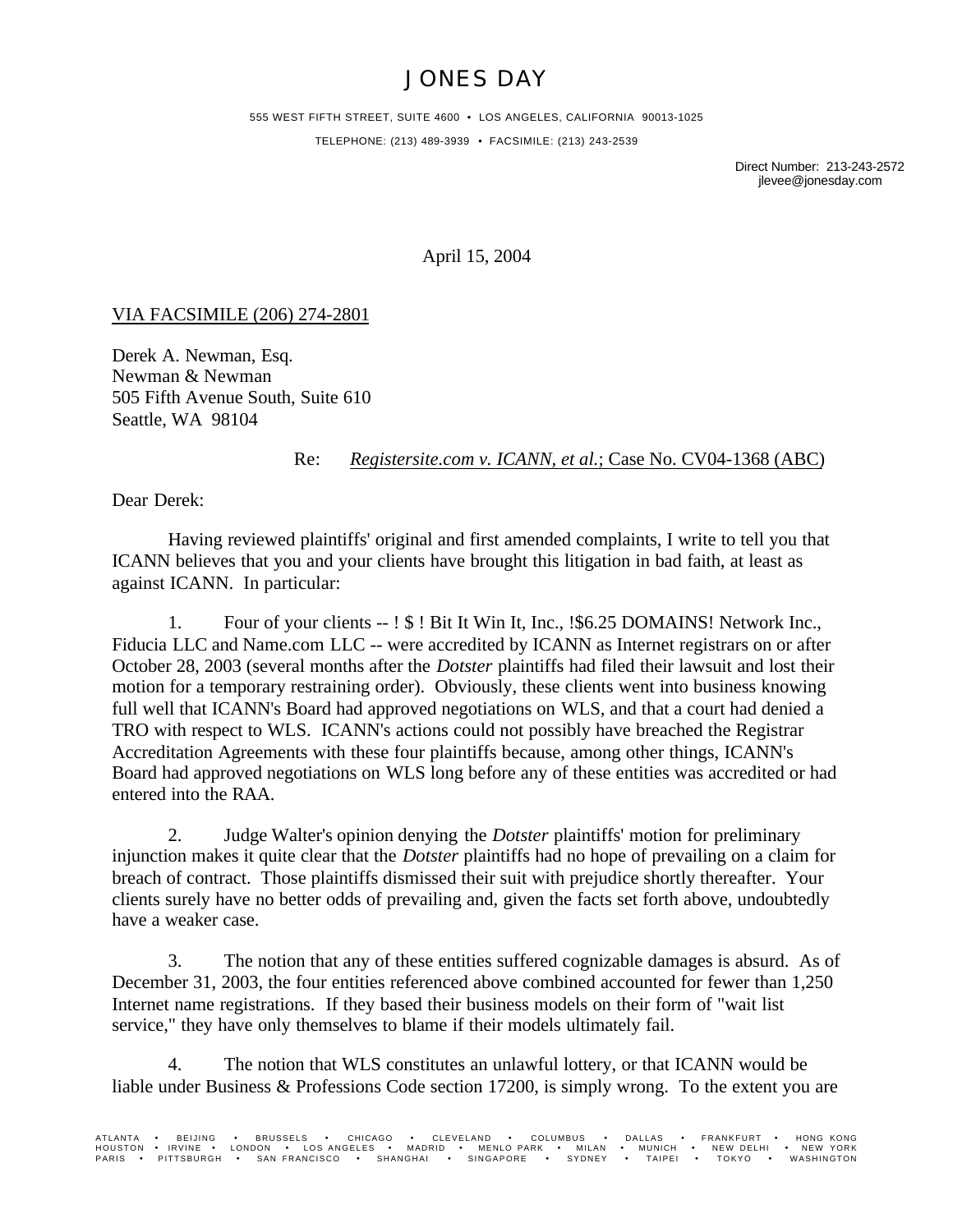# JONES DAY

555 WEST FIFTH STREET, SUITE 4600 • LOS ANGELES, CALIFORNIA 90013-1025

TELEPHONE: (213) 489-3939 • FACSIMILE: (213) 243-2539

Direct Number: 213-243-2572
jlevee@jonesday.com

April 15, 2004

VIA FACSIMILE (206) 274-2801

Derek A. Newman, Esq.
Newman & Newman
505 Fifth Avenue South, Suite 610
Seattle, WA 98104

Re: *Registersite.com v. ICANN, et al.*; Case No. CV04-1368 (ABC)

Dear Derek:

Having reviewed plaintiffs' original and first amended complaints, I write to tell you that ICANN believes that you and your clients have brought this litigation in bad faith, at least as against ICANN. In particular:

1. Four of your clients -- ! $ ! Bit It Win It, Inc., !$6.25 DOMAINS! Network Inc., Fiducia LLC and Name.com LLC -- were accredited by ICANN as Internet registrars on or after October 28, 2003 (several months after the *Dotster* plaintiffs had filed their lawsuit and lost their motion for a temporary restraining order). Obviously, these clients went into business knowing full well that ICANN's Board had approved negotiations on WLS, and that a court had denied a TRO with respect to WLS. ICANN's actions could not possibly have breached the Registrar Accreditation Agreements with these four plaintiffs because, among other things, ICANN's Board had approved negotiations on WLS long before any of these entities was accredited or had entered into the RAA.

2. Judge Walter's opinion denying the *Dotster* plaintiffs' motion for preliminary injunction makes it quite clear that the *Dotster* plaintiffs had no hope of prevailing on a claim for breach of contract. Those plaintiffs dismissed their suit with prejudice shortly thereafter. Your clients surely have no better odds of prevailing and, given the facts set forth above, undoubtedly have a weaker case.

3. The notion that any of these entities suffered cognizable damages is absurd. As of December 31, 2003, the four entities referenced above combined accounted for fewer than 1,250 Internet name registrations. If they based their business models on their form of "wait list service," they have only themselves to blame if their models ultimately fail.

4. The notion that WLS constitutes an unlawful lottery, or that ICANN would be liable under Business & Professions Code section 17200, is simply wrong. To the extent you are

ATLANTA • BEIJING • BRUSSELS • CHICAGO • CLEVELAND • COLUMBUS • DALLAS • FRANKFURT • HONG KONG
HOUSTON • IRVINE • LONDON • LOS ANGELES • MADRID • MENLO PARK • MILAN • MUNICH • NEW DELHI • NEW YORK
PARIS • PITTSBURGH • SAN FRANCISCO • SHANGHAI • SINGAPORE • SYDNEY • TAIPEI • TOKYO • WASHINGTON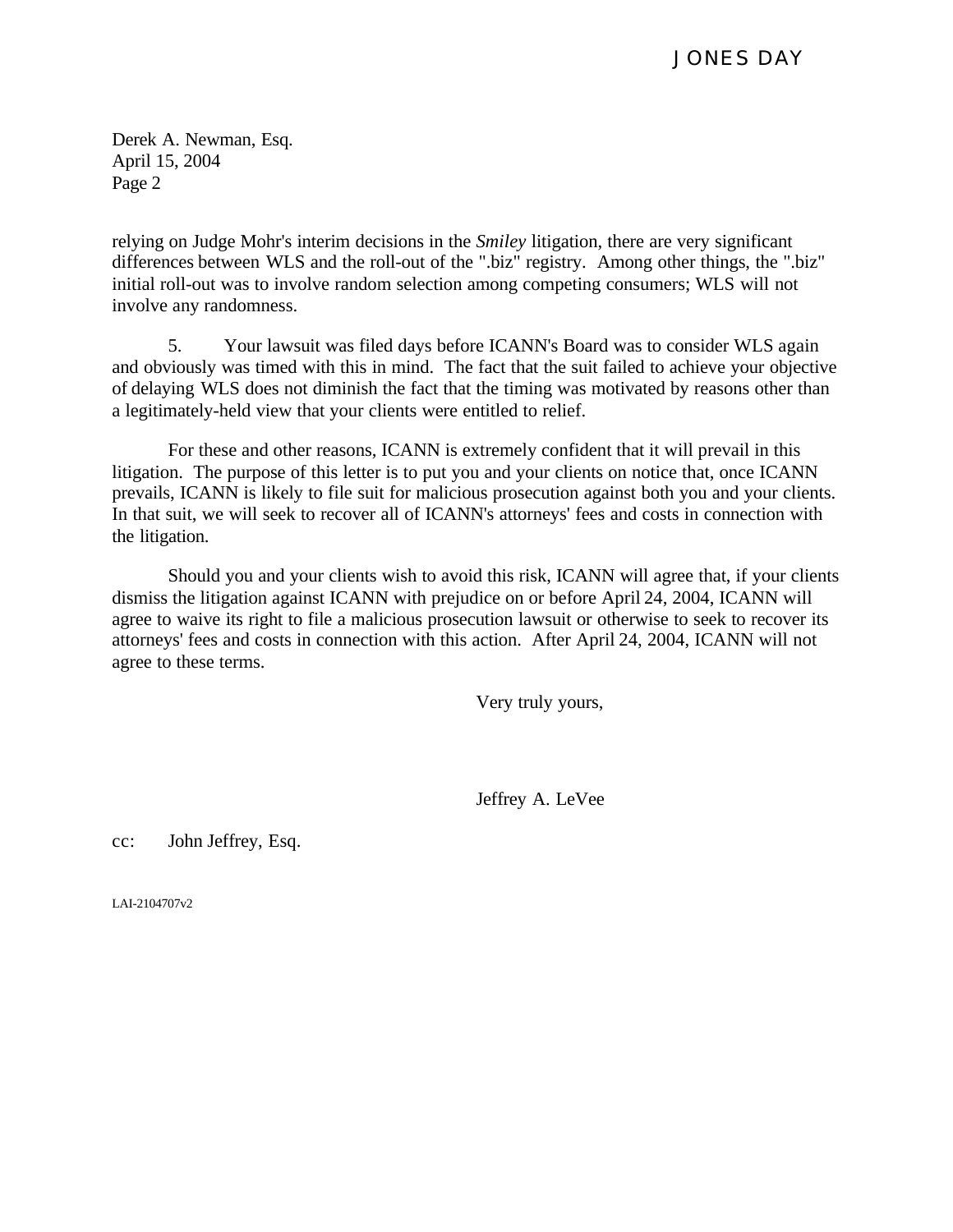Derek A. Newman, Esq.
April 15, 2004
Page 2

relying on Judge Mohr's interim decisions in the *Smiley* litigation, there are very significant differences between WLS and the roll-out of the ".biz" registry. Among other things, the ".biz" initial roll-out was to involve random selection among competing consumers; WLS will not involve any randomness.

5. Your lawsuit was filed days before ICANN's Board was to consider WLS again and obviously was timed with this in mind. The fact that the suit failed to achieve your objective of delaying WLS does not diminish the fact that the timing was motivated by reasons other than a legitimately-held view that your clients were entitled to relief.

For these and other reasons, ICANN is extremely confident that it will prevail in this litigation. The purpose of this letter is to put you and your clients on notice that, once ICANN prevails, ICANN is likely to file suit for malicious prosecution against both you and your clients. In that suit, we will seek to recover all of ICANN's attorneys' fees and costs in connection with the litigation.

Should you and your clients wish to avoid this risk, ICANN will agree that, if your clients dismiss the litigation against ICANN with prejudice on or before April 24, 2004, ICANN will agree to waive its right to file a malicious prosecution lawsuit or otherwise to seek to recover its attorneys' fees and costs in connection with this action. After April 24, 2004, ICANN will not agree to these terms.

Very truly yours,

Jeffrey A. LeVee

cc: John Jeffrey, Esq.

LAI-2104707v2